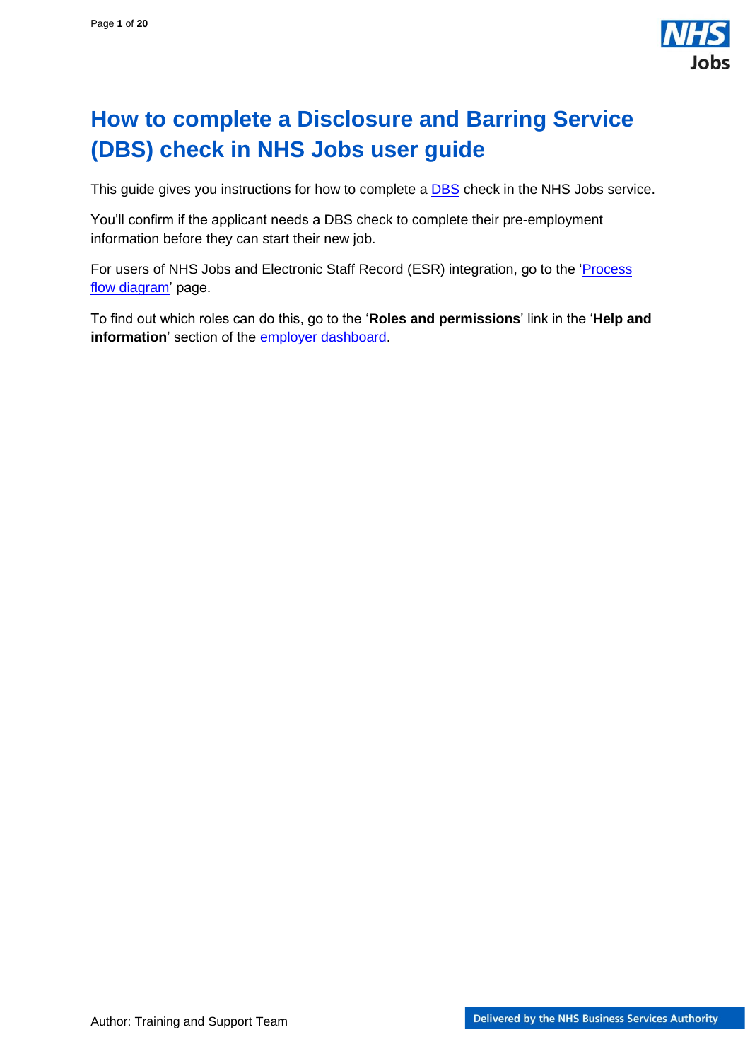# How to complete a Disclosure and Barring Service (DBS) check in NHS Jobs user guide

This guide gives you instructions for how to complete a DBS check in the NHS Jobs service.

You'll confirm if the applicant needs a DBS check to complete their pre-employment information before they can start their new job.

For users of NHS Jobs and Electronic Staff Record (ESR) integration, go to the 'Process flow diagram' page.

To find out which roles can do this, go to the '**Roles and permissions**' link in the '**Help and information**' section of the employer dashboard.

Author: Training and Support Team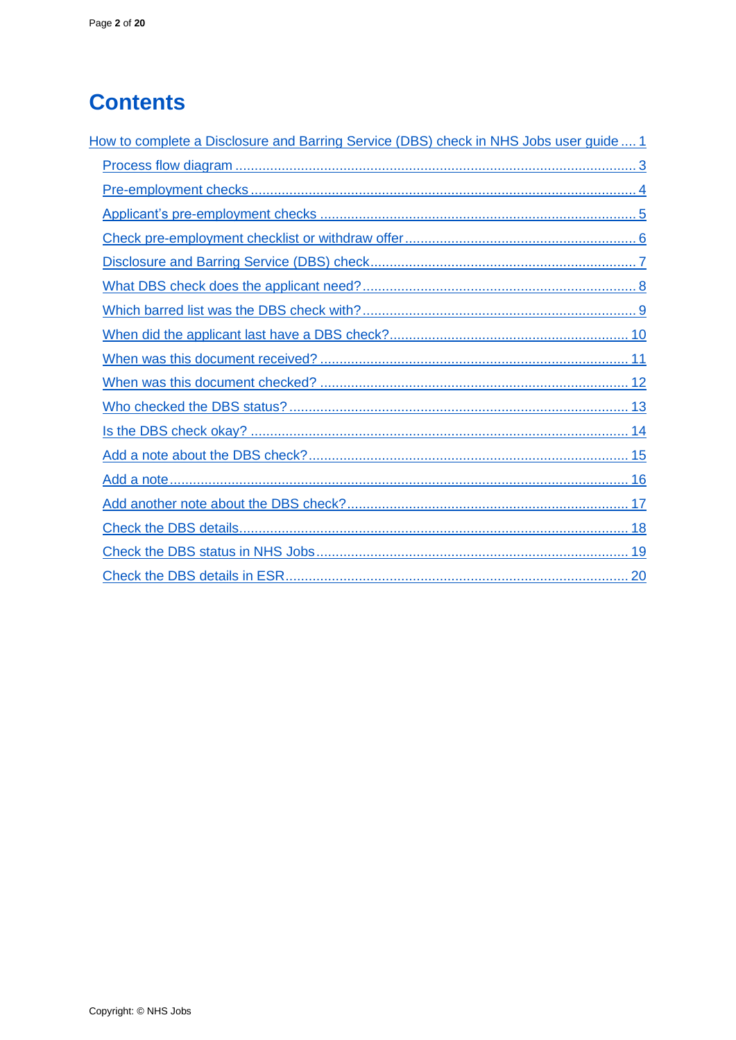# Contents

How to complete a Disclosure and Barring Service (DBS) check in NHS Jobs user guide .... 1

- Process flow diagram ........................................................................................ 3
- Pre-employment checks .................................................................................... 4
- Applicant's pre-employment checks .................................................................. 5
- Check pre-employment checklist or withdraw offer ........................................... 6
- Disclosure and Barring Service (DBS) check..................................................... 7
- What DBS check does the applicant need?....................................................... 8
- Which barred list was the DBS check with?....................................................... 9
- When did the applicant last have a DBS check?............................................. 10
- When was this document received? ............................................................... 11
- When was this document checked? ............................................................... 12
- Who checked the DBS status?........................................................................ 13
- Is the DBS check okay? .................................................................................. 14
- Add a note about the DBS check?................................................................... 15
- Add a note...................................................................................................... 16
- Add another note about the DBS check?......................................................... 17
- Check the DBS details..................................................................................... 18
- Check the DBS status in NHS Jobs................................................................. 19
- Check the DBS details in ESR......................................................................... 20

Copyright: © NHS Jobs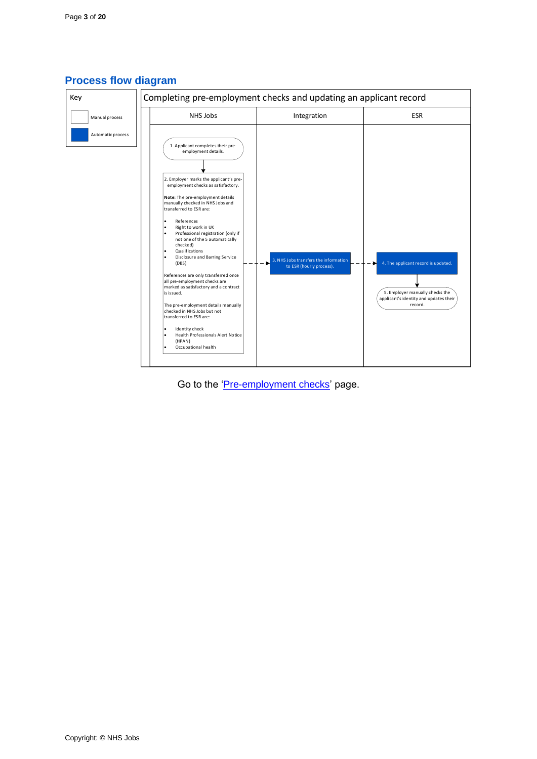## Process flow diagram

**Key**

- Manual process (white box)
- Automatic process (blue box)

**Completing pre-employment checks and updating an applicant record**

| NHS Jobs | Integration | ESR |
|---|---|---|

**NHS Jobs**

1. Applicant completes their pre-employment details.

2. Employer marks the applicant's pre-employment checks as satisfactory.

**Note:** The pre-employment details manually checked in NHS Jobs and transferred to ESR are:

- References
- Right to work in UK
- Professional registration (only if not one of the 5 automatically checked)
- Qualifications
- Disclosure and Barring Service (DBS)

References are only transferred once all pre-employment checks are marked as satisfactory and a contract is issued.

The pre-employment details manually checked in NHS Jobs but not transferred to ESR are:

- Identity check
- Health Professionals Alert Notice (HPAN)
- Occupational health

**Integration**

3. NHS Jobs transfers the information to ESR (hourly process).

**ESR**

4. The applicant record is updated.

5. Employer manually checks the applicant's identity and updates their record.

Go to the 'Pre-employment checks' page.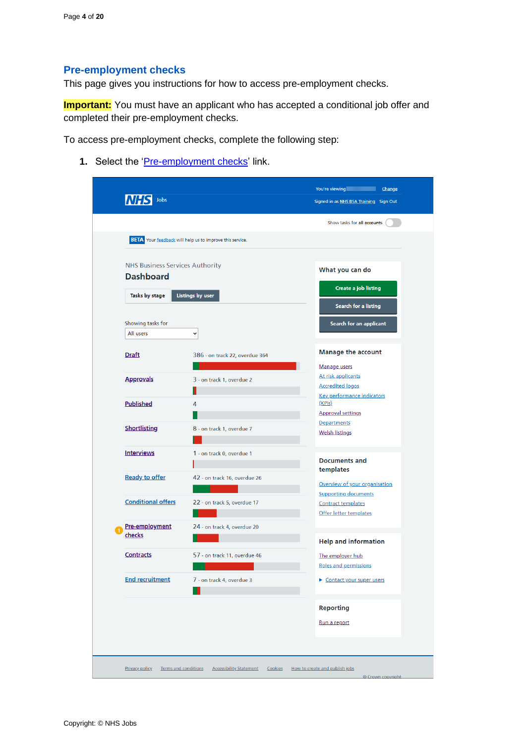## Pre-employment checks

This page gives you instructions for how to access pre-employment checks.

**Important:** You must have an applicant who has accepted a conditional job offer and completed their pre-employment checks.

To access pre-employment checks, complete the following step:

1. Select the 'Pre-employment checks' link.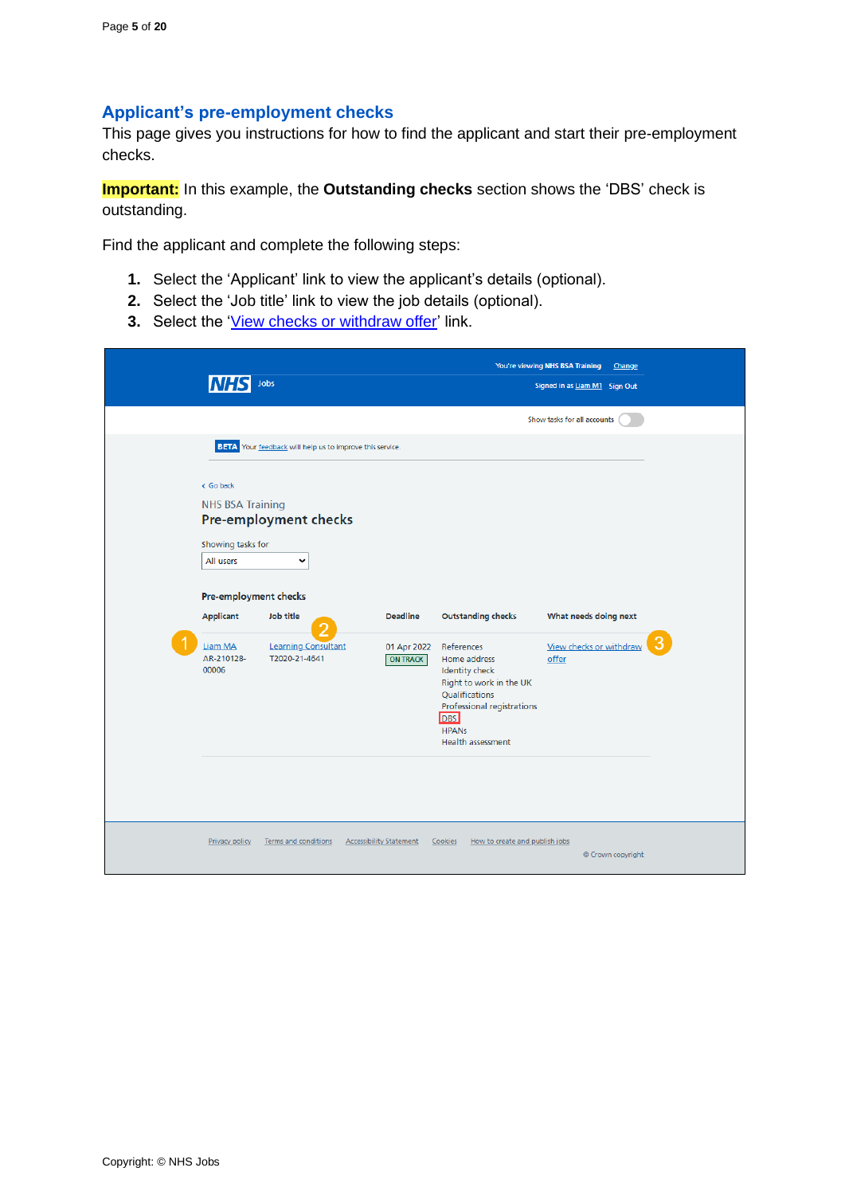## Applicant’s pre-employment checks

This page gives you instructions for how to find the applicant and start their pre-employment checks.

**Important:** In this example, the **Outstanding checks** section shows the ‘DBS’ check is outstanding.

Find the applicant and complete the following steps:

1. Select the ‘Applicant’ link to view the applicant’s details (optional).
2. Select the ‘Job title’ link to view the job details (optional).
3. Select the ‘View checks or withdraw offer’ link.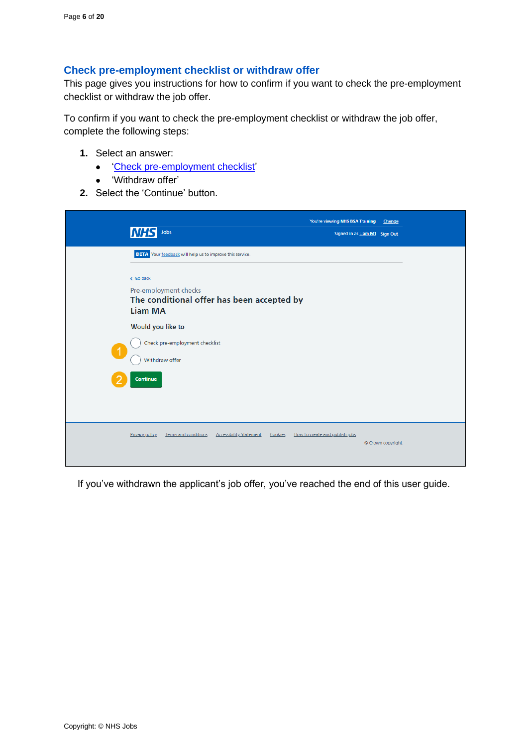## Check pre-employment checklist or withdraw offer

This page gives you instructions for how to confirm if you want to check the pre-employment checklist or withdraw the job offer.

To confirm if you want to check the pre-employment checklist or withdraw the job offer, complete the following steps:

1. Select an answer:
   - '[Check pre-employment checklist](#)'
   - 'Withdraw offer'
2. Select the 'Continue' button.

If you've withdrawn the applicant's job offer, you've reached the end of this user guide.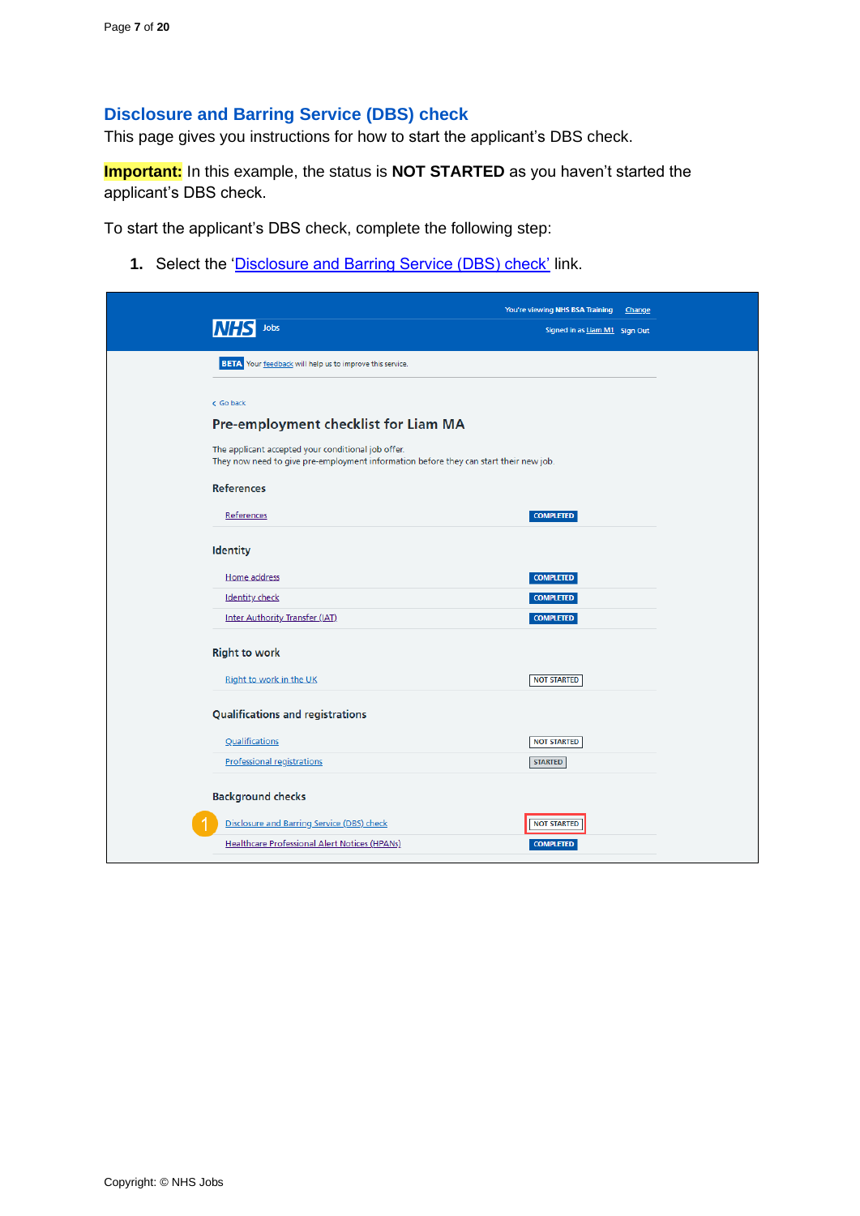## Disclosure and Barring Service (DBS) check

This page gives you instructions for how to start the applicant's DBS check.

**Important:** In this example, the status is **NOT STARTED** as you haven't started the applicant's DBS check.

To start the applicant's DBS check, complete the following step:

1. Select the 'Disclosure and Barring Service (DBS) check' link.

You're viewing NHS BSA Training Change

NHS Jobs

Signed in as Liam M1 Sign Out

BETA Your feedback will help us to improve this service.

< Go back

### Pre-employment checklist for Liam MA

The applicant accepted your conditional job offer.
They now need to give pre-employment information before they can start their new job.

**References**

| | |
|---|---|
| References | COMPLETED |

**Identity**

| | |
|---|---|
| Home address | COMPLETED |
| Identity check | COMPLETED |
| Inter Authority Transfer (IAT) | COMPLETED |

**Right to work**

| | |
|---|---|
| Right to work in the UK | NOT STARTED |

**Qualifications and registrations**

| | |
|---|---|
| Qualifications | NOT STARTED |
| Professional registrations | STARTED |

**Background checks**

| | |
|---|---|
| Disclosure and Barring Service (DBS) check | NOT STARTED |
| Healthcare Professional Alert Notices (HPANs) | COMPLETED |

Copyright: © NHS Jobs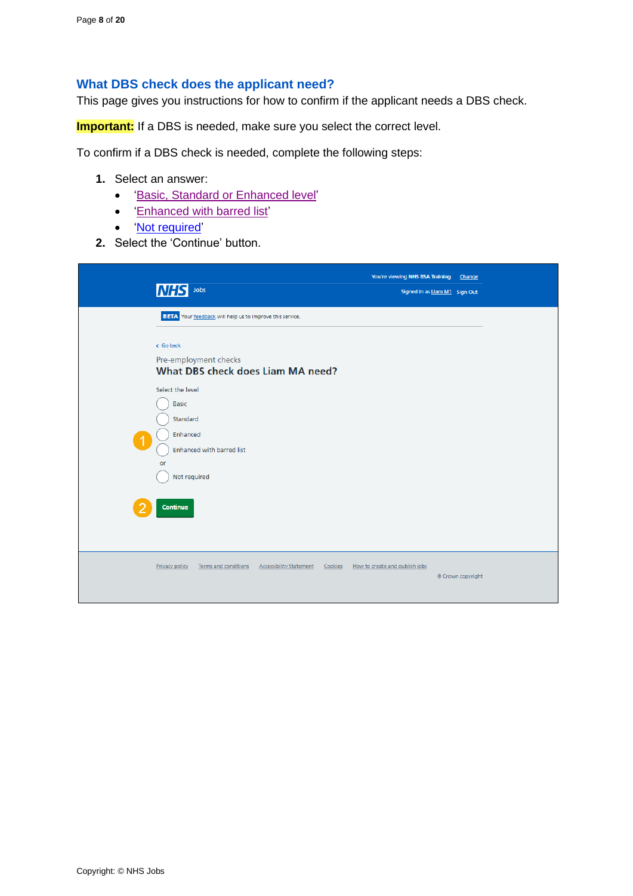## What DBS check does the applicant need?

This page gives you instructions for how to confirm if the applicant needs a DBS check.

**Important:** If a DBS is needed, make sure you select the correct level.

To confirm if a DBS check is needed, complete the following steps:

1. Select an answer:
   - 'Basic, Standard or Enhanced level'
   - 'Enhanced with barred list'
   - 'Not required'
2. Select the 'Continue' button.

You're viewing NHS BSA Training Change

NHS Jobs

Signed in as Liam M1 Sign Out

BETA Your feedback will help us to improve this service.

Go back

Pre-employment checks

**What DBS check does Liam MA need?**

Select the level

- Basic
- Standard
- Enhanced
- Enhanced with barred list

or

- Not required

Continue

Privacy policy Terms and conditions Accessibility Statement Cookies How to create and publish jobs

© Crown copyright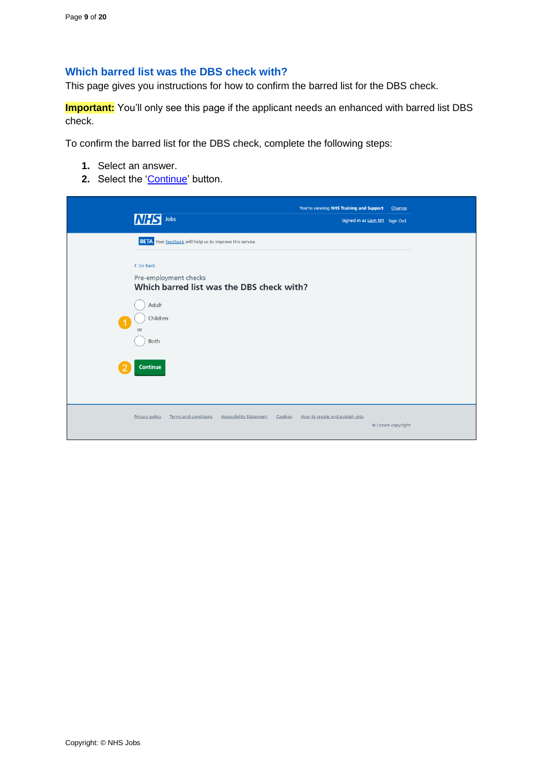## Which barred list was the DBS check with?

This page gives you instructions for how to confirm the barred list for the DBS check.

**Important:** You'll only see this page if the applicant needs an enhanced with barred list DBS check.

To confirm the barred list for the DBS check, complete the following steps:

1. Select an answer.
2. Select the 'Continue' button.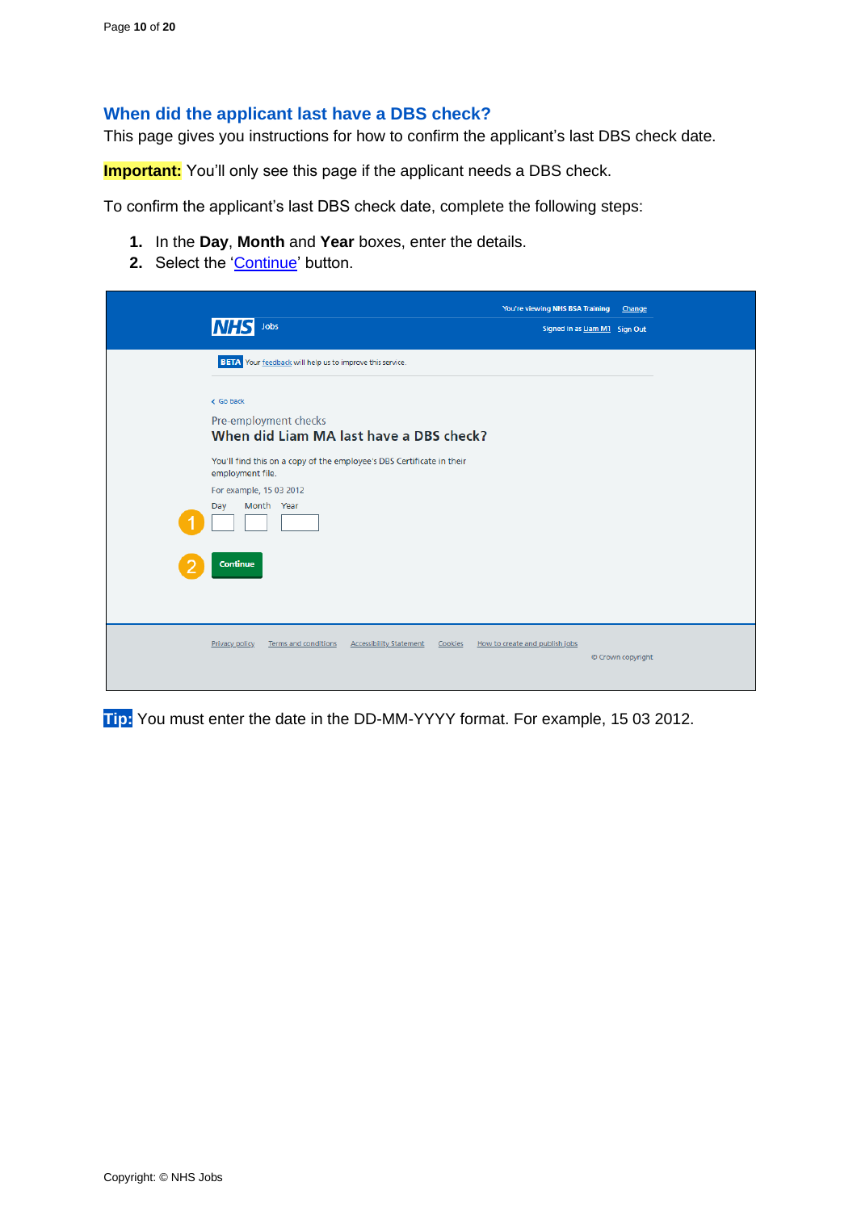## When did the applicant last have a DBS check?

This page gives you instructions for how to confirm the applicant's last DBS check date.

**Important:** You'll only see this page if the applicant needs a DBS check.

To confirm the applicant's last DBS check date, complete the following steps:

1. In the **Day**, **Month** and **Year** boxes, enter the details.
2. Select the 'Continue' button.

You're viewing NHS BSA Training Change

NHS Jobs

Signed in as Liam M1 Sign Out

BETA Your feedback will help us to improve this service.

Go back

Pre-employment checks

**When did Liam MA last have a DBS check?**

You'll find this on a copy of the employee's DBS Certificate in their employment file.

For example, 15 03 2012

Day Month Year

Continue

Privacy policy Terms and conditions Accessibility Statement Cookies How to create and publish jobs

© Crown copyright

**Tip:** You must enter the date in the DD-MM-YYYY format. For example, 15 03 2012.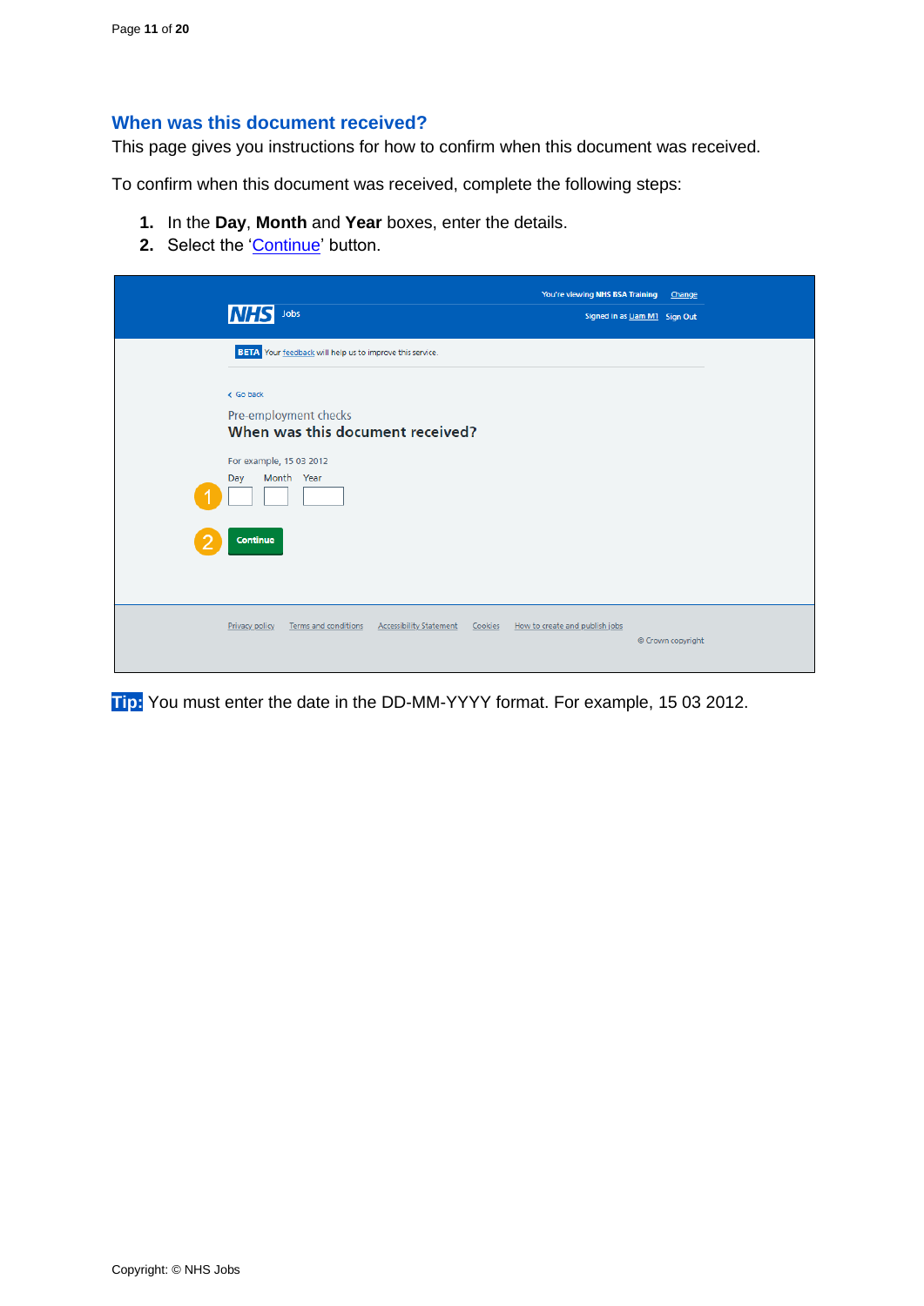## When was this document received?

This page gives you instructions for how to confirm when this document was received.

To confirm when this document was received, complete the following steps:

1. In the **Day**, **Month** and **Year** boxes, enter the details.
2. Select the 'Continue' button.

**Tip:** You must enter the date in the DD-MM-YYYY format. For example, 15 03 2012.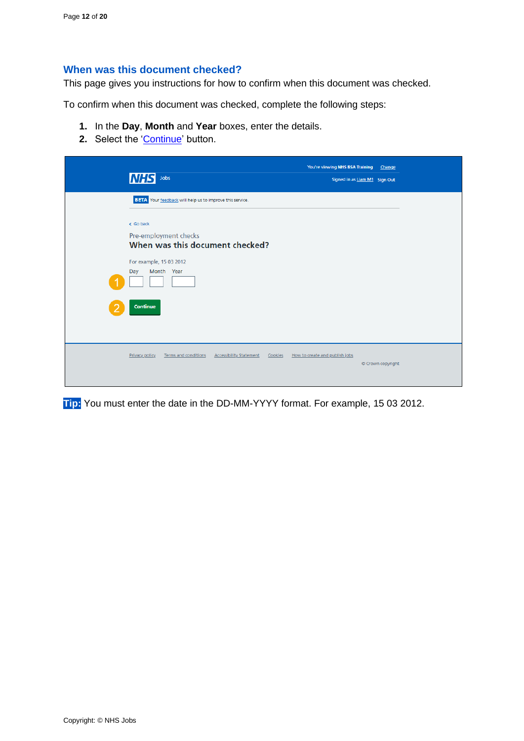## When was this document checked?

This page gives you instructions for how to confirm when this document was checked.

To confirm when this document was checked, complete the following steps:

1. In the **Day**, **Month** and **Year** boxes, enter the details.
2. Select the 'Continue' button.

**Tip:** You must enter the date in the DD-MM-YYYY format. For example, 15 03 2012.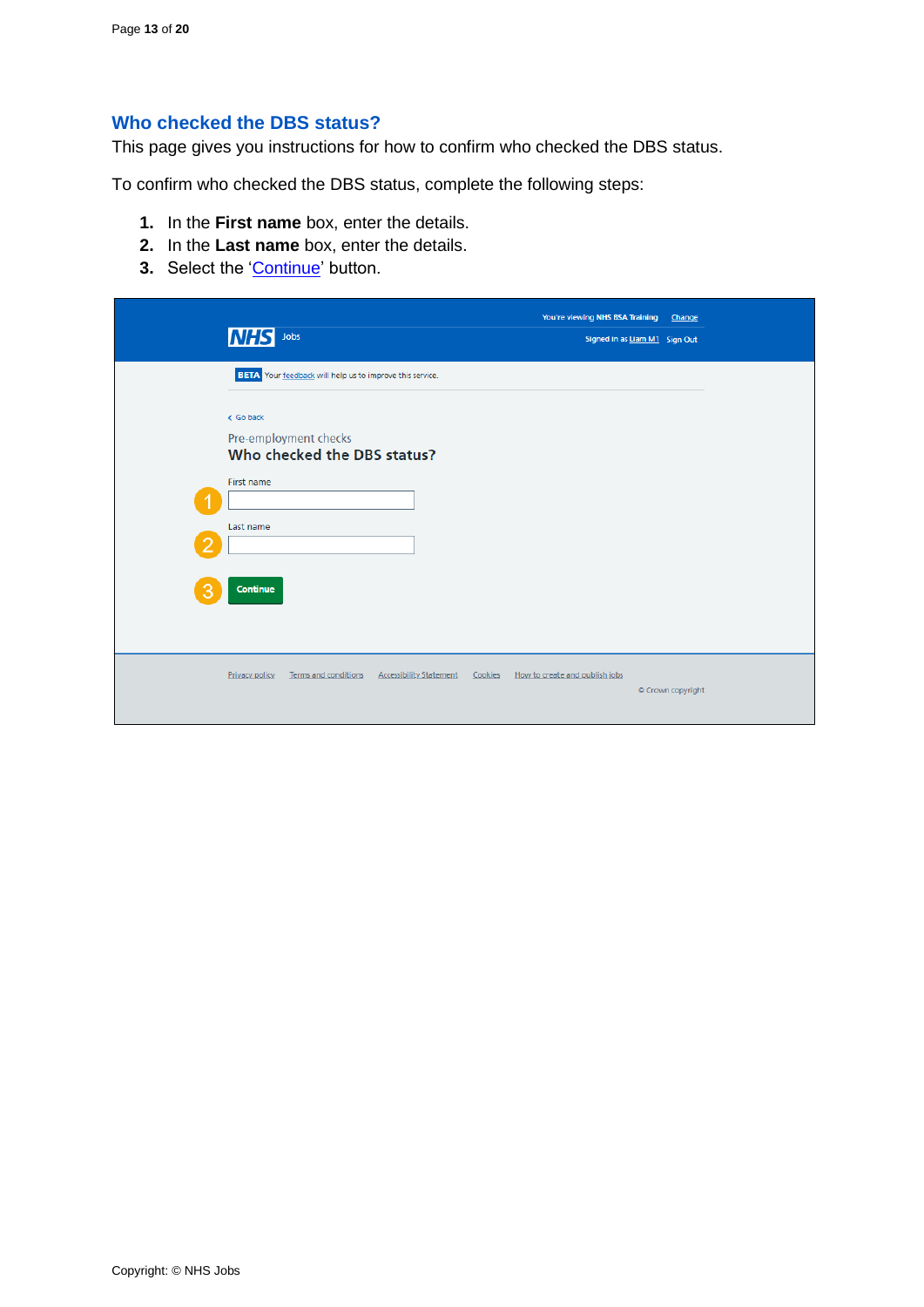## Who checked the DBS status?

This page gives you instructions for how to confirm who checked the DBS status.

To confirm who checked the DBS status, complete the following steps:

1. In the **First name** box, enter the details.
2. In the **Last name** box, enter the details.
3. Select the 'Continue' button.

You're viewing NHS BSA Training Change

NHS Jobs

Signed in as Liam M1 Sign Out

BETA Your feedback will help us to improve this service.

Go back

Pre-employment checks

**Who checked the DBS status?**

First name

Last name

Continue

Privacy policy Terms and conditions Accessibility Statement Cookies How to create and publish jobs

© Crown copyright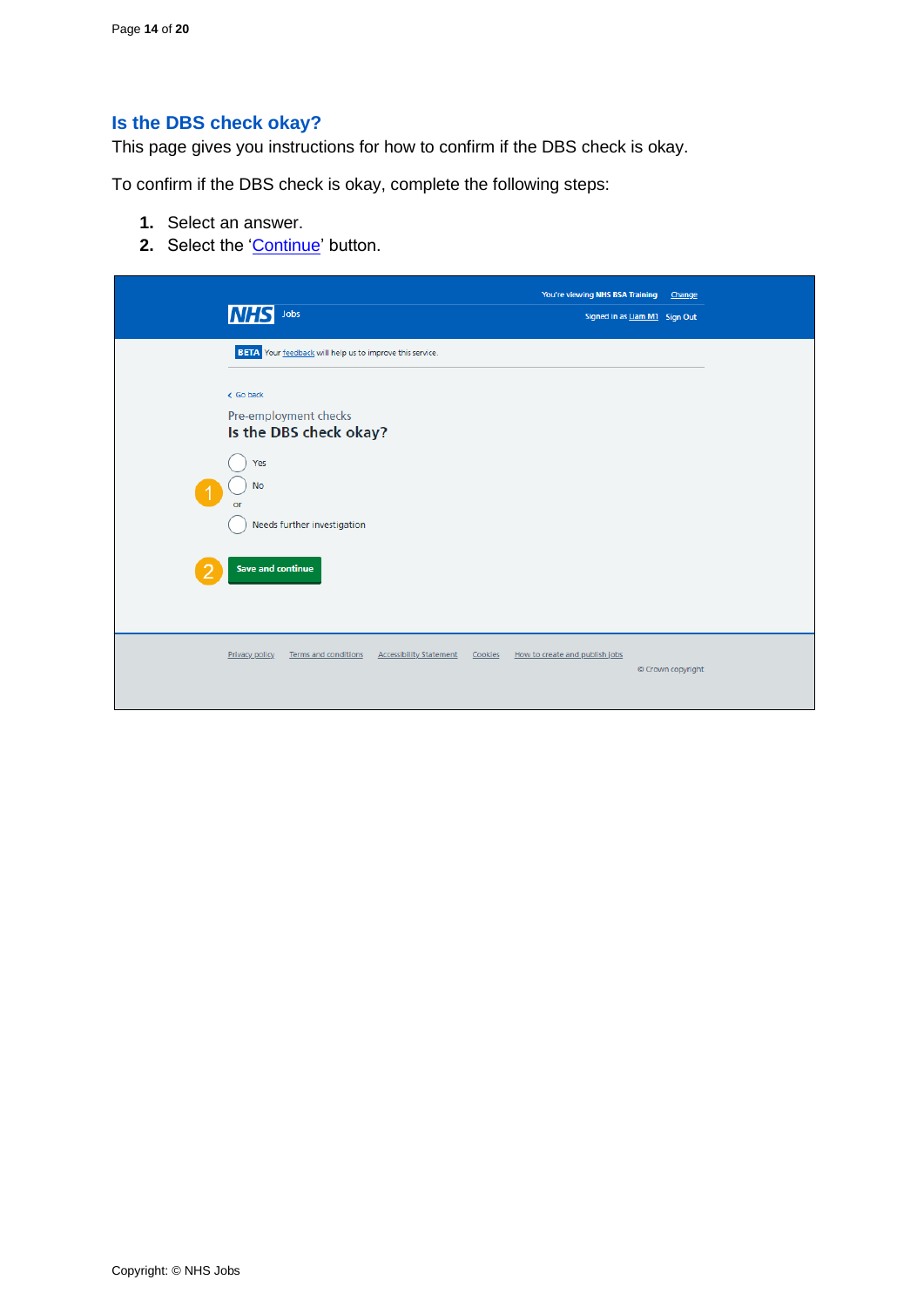## Is the DBS check okay?

This page gives you instructions for how to confirm if the DBS check is okay.

To confirm if the DBS check is okay, complete the following steps:

1. Select an answer.
2. Select the 'Continue' button.

Copyright: © NHS Jobs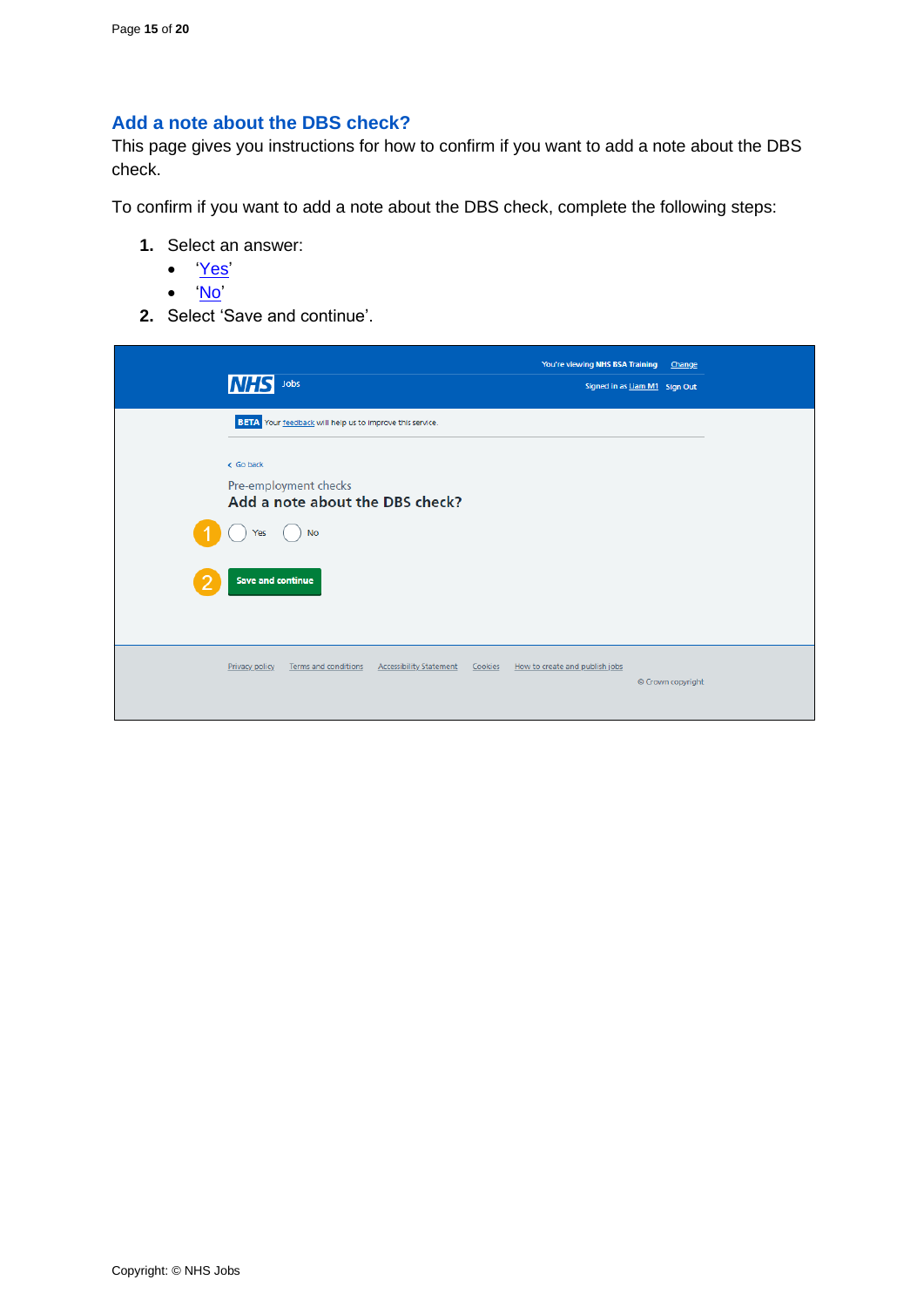## Add a note about the DBS check?

This page gives you instructions for how to confirm if you want to add a note about the DBS check.

To confirm if you want to add a note about the DBS check, complete the following steps:

1. Select an answer:
   - 'Yes'
   - 'No'
2. Select 'Save and continue'.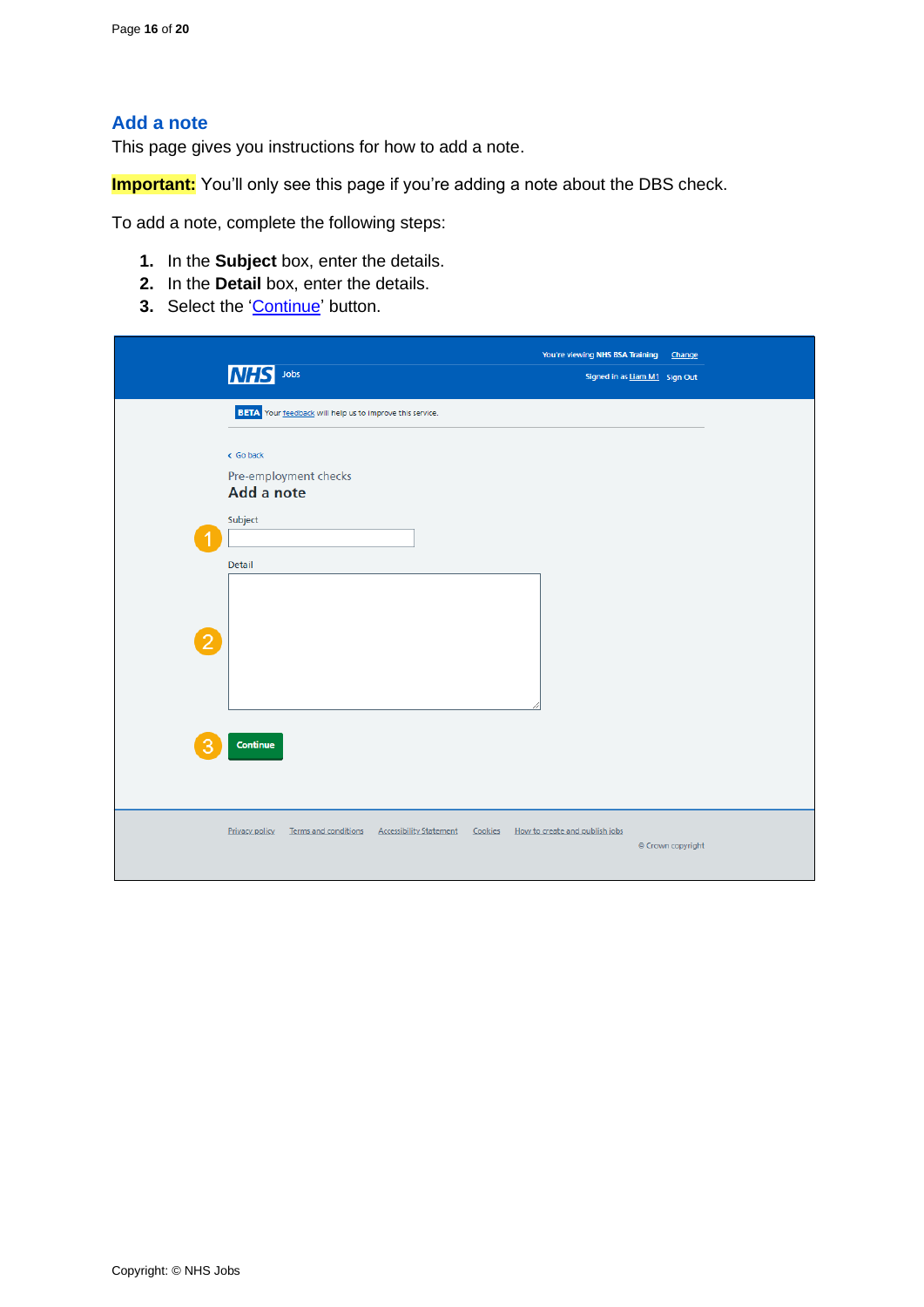## Add a note

This page gives you instructions for how to add a note.

**Important:** You'll only see this page if you're adding a note about the DBS check.

To add a note, complete the following steps:

1. In the **Subject** box, enter the details.
2. In the **Detail** box, enter the details.
3. Select the 'Continue' button.

You're viewing NHS BSA Training Change

NHS Jobs

Signed in as Liam M1 Sign Out

BETA Your feedback will help us to improve this service.

Go back

Pre-employment checks

Add a note

Subject

Detail

Continue

Privacy policy Terms and conditions Accessibility Statement Cookies How to create and publish jobs

© Crown copyright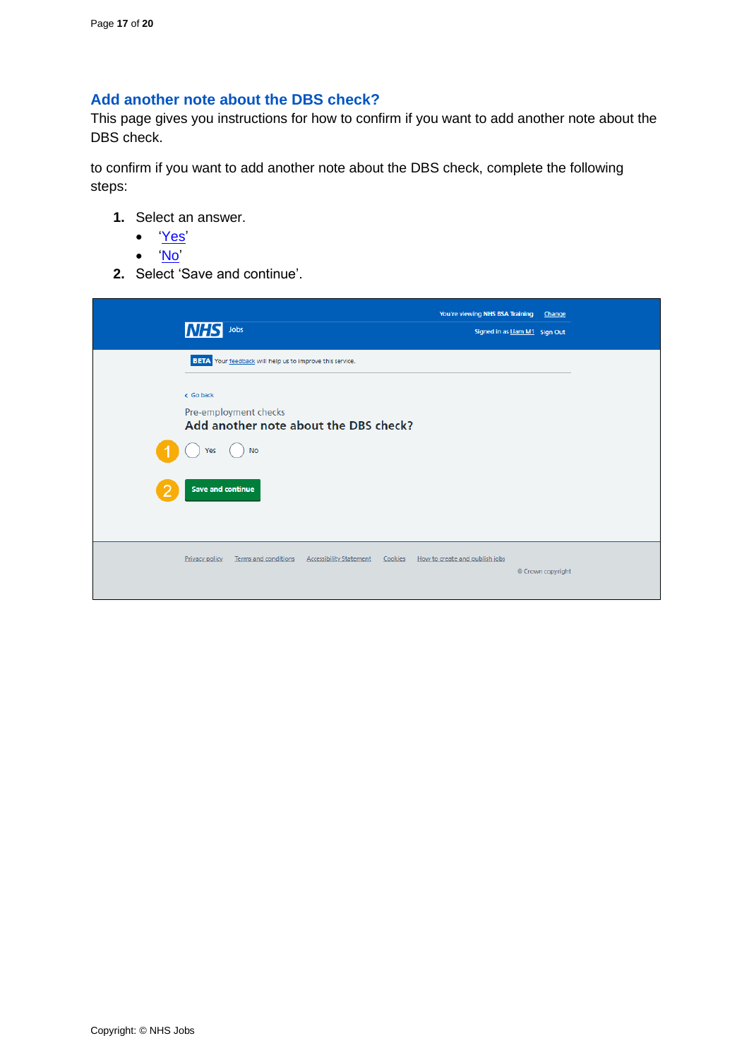## Add another note about the DBS check?

This page gives you instructions for how to confirm if you want to add another note about the DBS check.

to confirm if you want to add another note about the DBS check, complete the following steps:

1. Select an answer.
   - 'Yes'
   - 'No'
2. Select 'Save and continue'.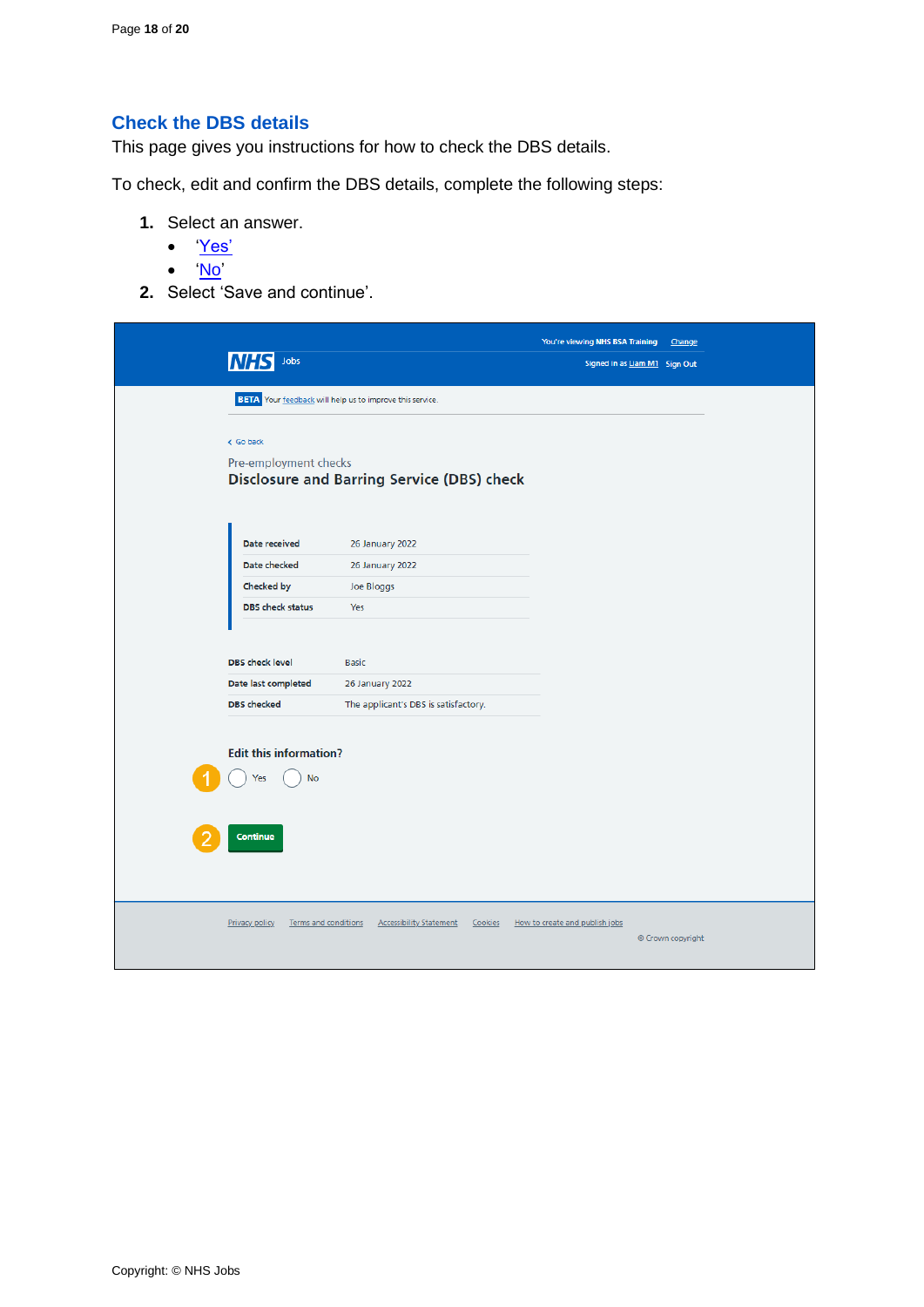## Check the DBS details

This page gives you instructions for how to check the DBS details.

To check, edit and confirm the DBS details, complete the following steps:

1. Select an answer.
   - 'Yes'
   - 'No'
2. Select 'Save and continue'.

You're viewing NHS BSA Training Change

NHS Jobs

Signed in as Liam M1 Sign Out

BETA Your feedback will help us to improve this service.

Go back

Pre-employment checks

Disclosure and Barring Service (DBS) check

| | |
|---|---|
| Date received | 26 January 2022 |
| Date checked | 26 January 2022 |
| Checked by | Joe Bloggs |
| DBS check status | Yes |

| | |
|---|---|
| DBS check level | Basic |
| Date last completed | 26 January 2022 |
| DBS checked | The applicant's DBS is satisfactory. |

Edit this information?

1 Yes No

2 Continue

Privacy policy Terms and conditions Accessibility Statement Cookies How to create and publish jobs

© Crown copyright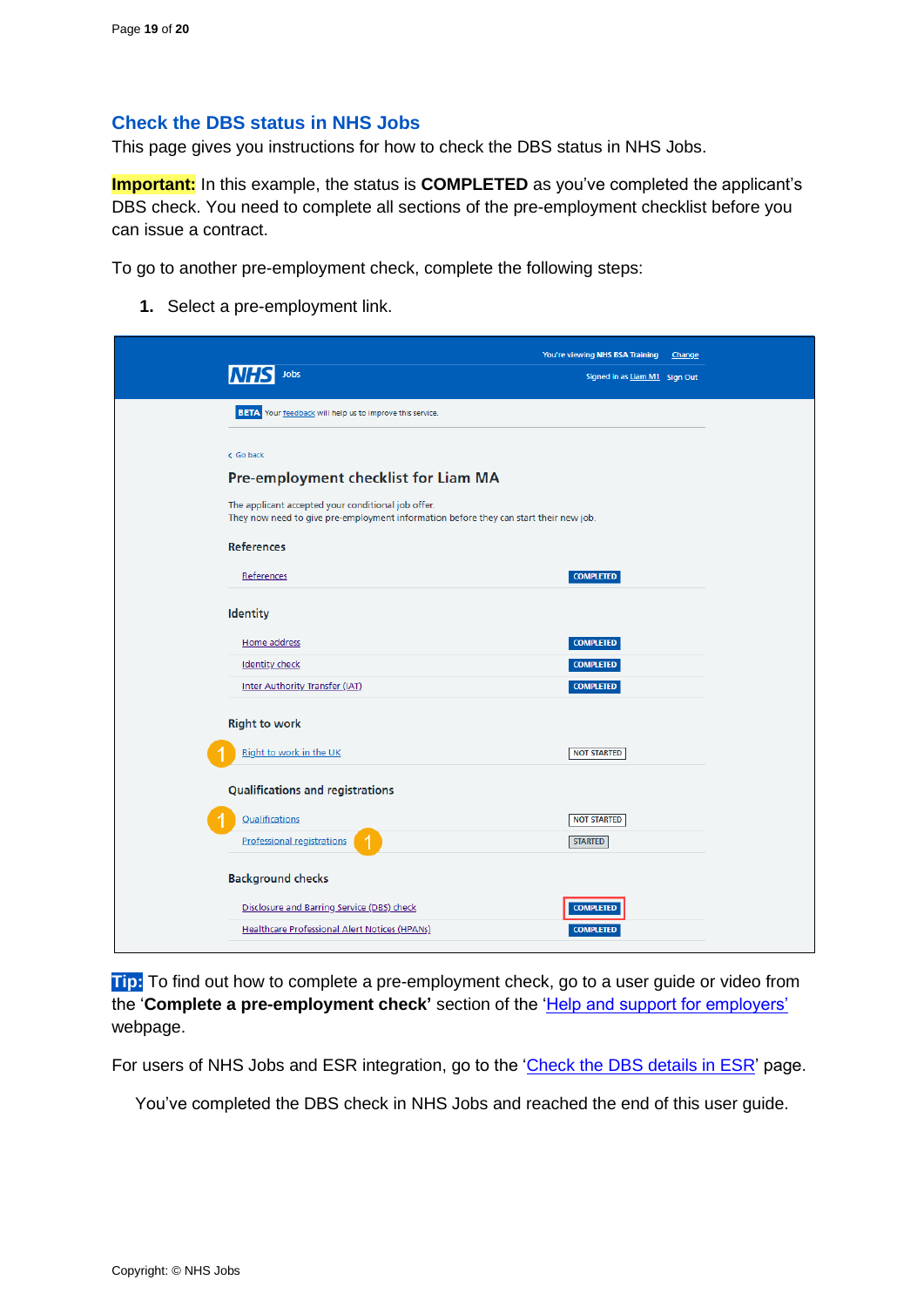## Check the DBS status in NHS Jobs

This page gives you instructions for how to check the DBS status in NHS Jobs.

**Important:** In this example, the status is **COMPLETED** as you've completed the applicant's DBS check. You need to complete all sections of the pre-employment checklist before you can issue a contract.

To go to another pre-employment check, complete the following steps:

1. Select a pre-employment link.

You're viewing NHS BSA Training Change

NHS Jobs

Signed in as Liam M1 Sign Out

BETA Your feedback will help us to improve this service.

< Go back

### Pre-employment checklist for Liam MA

The applicant accepted your conditional job offer.
They now need to give pre-employment information before they can start their new job.

**References**

| | |
|---|---|
| References | COMPLETED |

**Identity**

| | |
|---|---|
| Home address | COMPLETED |
| Identity check | COMPLETED |
| Inter Authority Transfer (IAT) | COMPLETED |

**Right to work**

| | |
|---|---|
| Right to work in the UK | NOT STARTED |

**Qualifications and registrations**

| | |
|---|---|
| Qualifications | NOT STARTED |
| Professional registrations | STARTED |

**Background checks**

| | |
|---|---|
| Disclosure and Barring Service (DBS) check | COMPLETED |
| Healthcare Professional Alert Notices (HPANs) | COMPLETED |

**Tip:** To find out how to complete a pre-employment check, go to a user guide or video from the '**Complete a pre-employment check'** section of the 'Help and support for employers' webpage.

For users of NHS Jobs and ESR integration, go to the 'Check the DBS details in ESR' page.

You've completed the DBS check in NHS Jobs and reached the end of this user guide.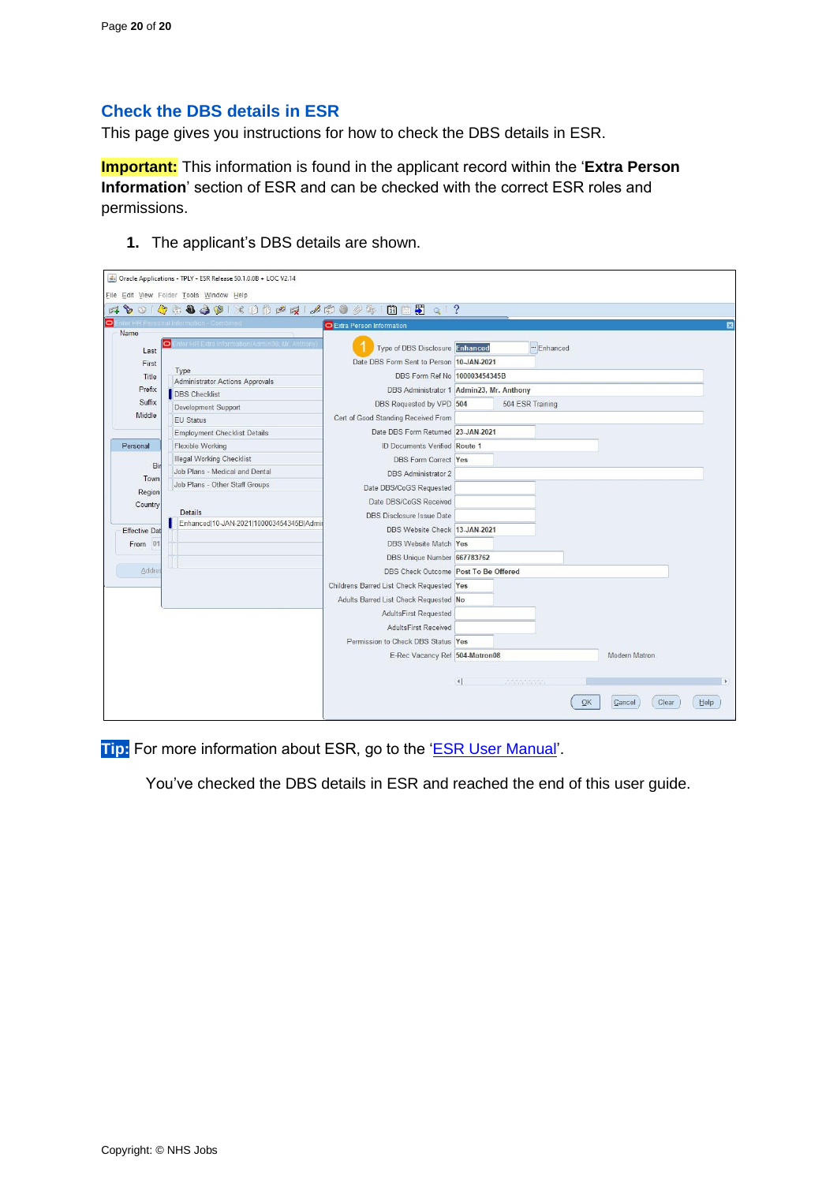## Check the DBS details in ESR

This page gives you instructions for how to check the DBS details in ESR.

**Important:** This information is found in the applicant record within the '**Extra Person Information**' section of ESR and can be checked with the correct ESR roles and permissions.

1. The applicant's DBS details are shown.

**Tip:** For more information about ESR, go to the 'ESR User Manual'.

You've checked the DBS details in ESR and reached the end of this user guide.

Copyright: © NHS Jobs